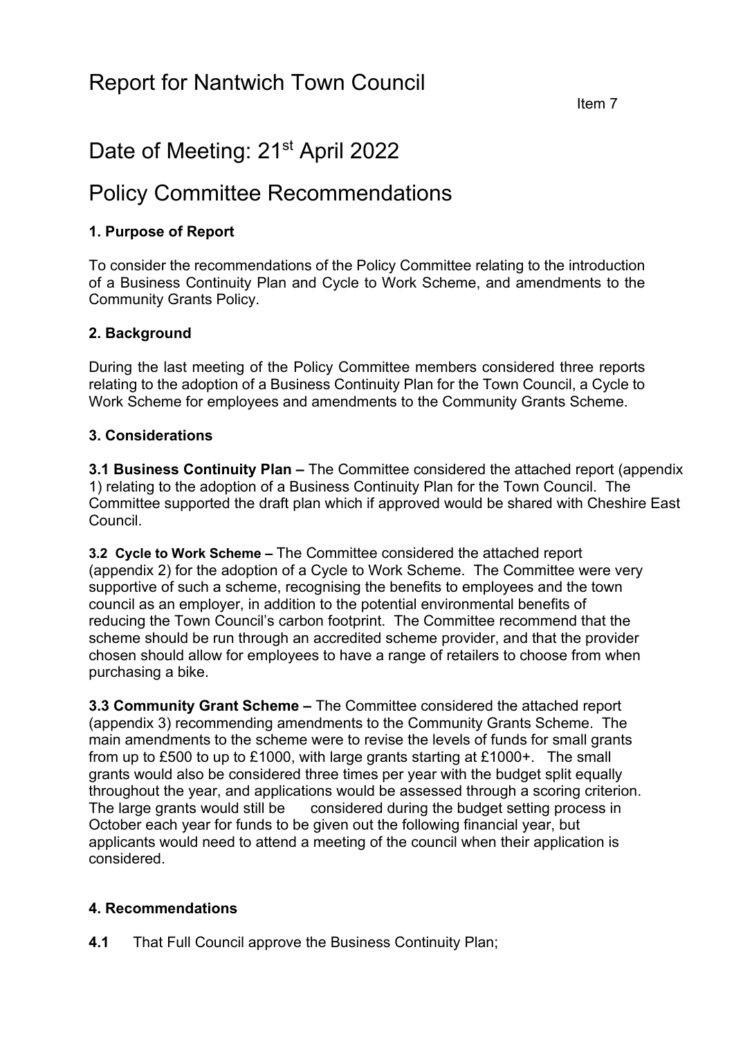# Report for Nantwich Town Council

Item 7

# Date of Meeting: 21st April 2022

# Policy Committee Recommendations

### 1. Purpose of Report

To consider the recommendations of the Policy Committee relating to the introduction of a Business Continuity Plan and Cycle to Work Scheme, and amendments to the Community Grants Policy.

### 2. Background

During the last meeting of the Policy Committee members considered three reports relating to the adoption of a Business Continuity Plan for the Town Council, a Cycle to Work Scheme for employees and amendments to the Community Grants Scheme.

### 3. Considerations

**3.1 Business Continuity Plan –** The Committee considered the attached report (appendix 1) relating to the adoption of a Business Continuity Plan for the Town Council. The Committee supported the draft plan which if approved would be shared with Cheshire East Council.

**3.2 Cycle to Work Scheme –** The Committee considered the attached report (appendix 2) for the adoption of a Cycle to Work Scheme. The Committee were very supportive of such a scheme, recognising the benefits to employees and the town council as an employer, in addition to the potential environmental benefits of reducing the Town Council's carbon footprint. The Committee recommend that the scheme should be run through an accredited scheme provider, and that the provider chosen should allow for employees to have a range of retailers to choose from when purchasing a bike.

**3.3 Community Grant Scheme –** The Committee considered the attached report (appendix 3) recommending amendments to the Community Grants Scheme. The main amendments to the scheme were to revise the levels of funds for small grants from up to £500 to up to £1000, with large grants starting at £1000+. The small grants would also be considered three times per year with the budget split equally throughout the year, and applications would be assessed through a scoring criterion. The large grants would still be considered during the budget setting process in October each year for funds to be given out the following financial year, but applicants would need to attend a meeting of the council when their application is considered.

### 4. Recommendations

**4.1** That Full Council approve the Business Continuity Plan;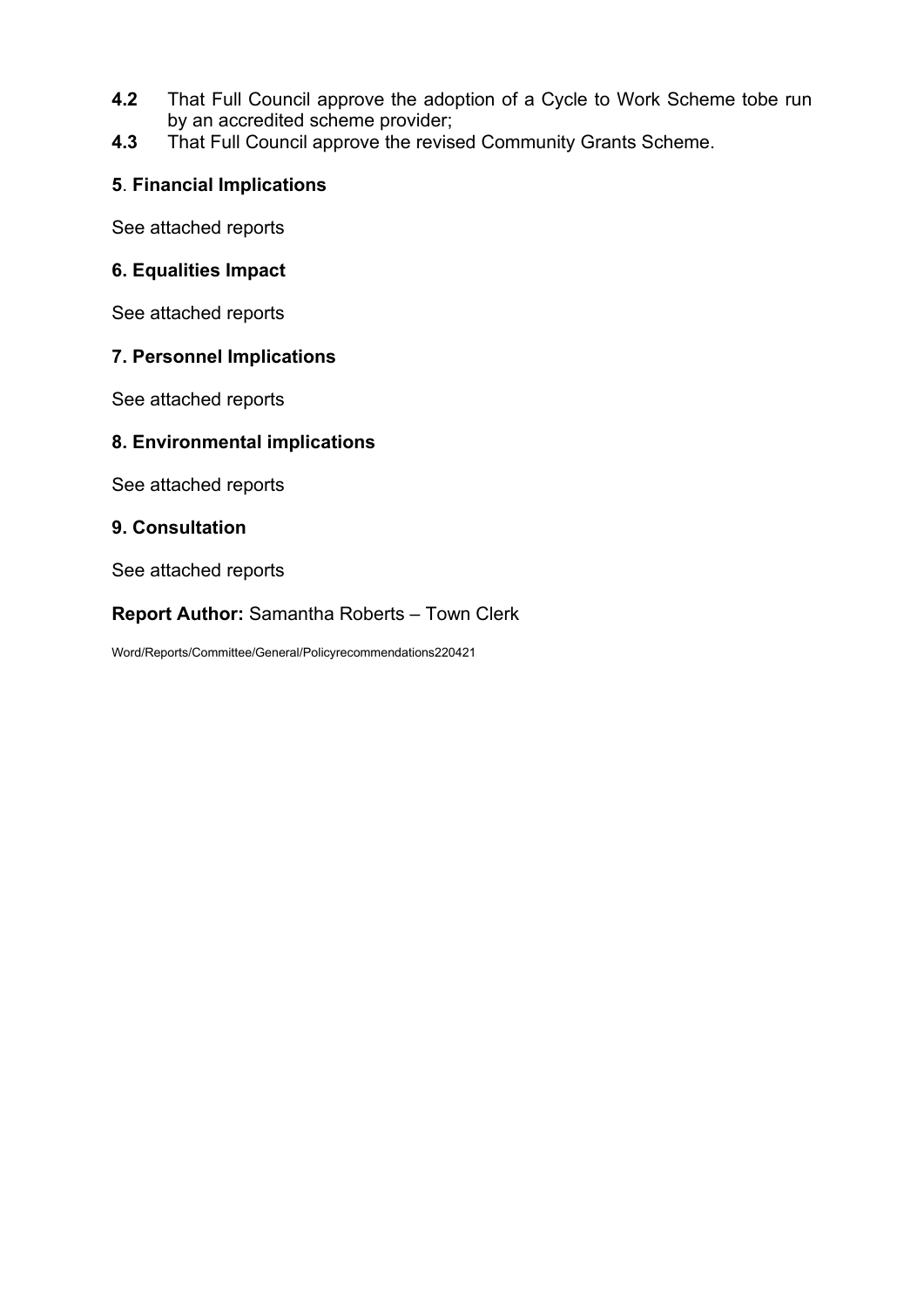**4.2** That Full Council approve the adoption of a Cycle to Work Scheme tobe run by an accredited scheme provider;

**4.3** That Full Council approve the revised Community Grants Scheme.

## 5. Financial Implications

See attached reports

## 6. Equalities Impact

See attached reports

## 7. Personnel Implications

See attached reports

## 8. Environmental implications

See attached reports

## 9. Consultation

See attached reports

**Report Author:** Samantha Roberts – Town Clerk

Word/Reports/Committee/General/Policyrecommendations220421